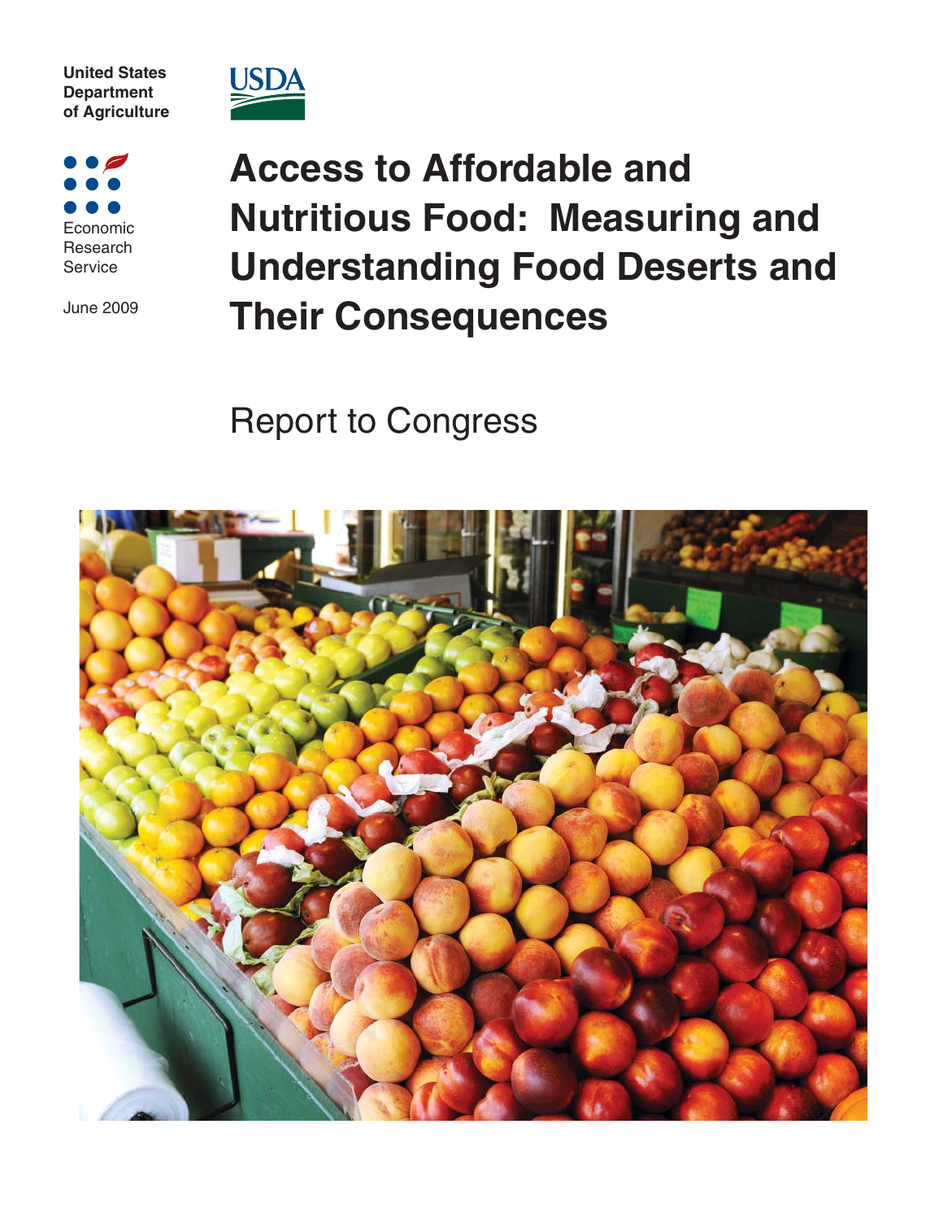United States Department of Agriculture

Economic Research Service

June 2009

# Access to Affordable and Nutritious Food: Measuring and Understanding Food Deserts and Their Consequences

## Report to Congress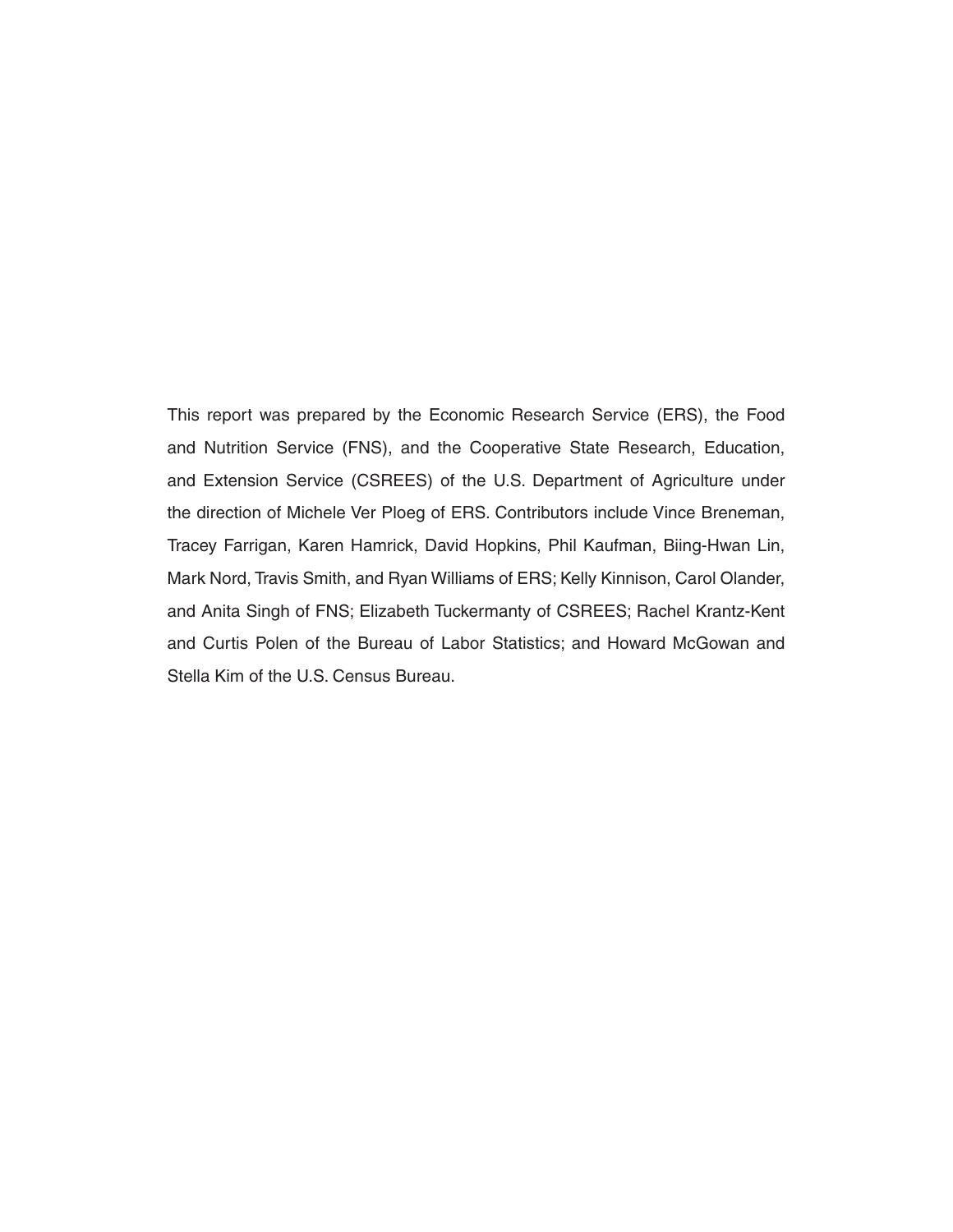This report was prepared by the Economic Research Service (ERS), the Food and Nutrition Service (FNS), and the Cooperative State Research, Education, and Extension Service (CSREES) of the U.S. Department of Agriculture under the direction of Michele Ver Ploeg of ERS. Contributors include Vince Breneman, Tracey Farrigan, Karen Hamrick, David Hopkins, Phil Kaufman, Biing-Hwan Lin, Mark Nord, Travis Smith, and Ryan Williams of ERS; Kelly Kinnison, Carol Olander, and Anita Singh of FNS; Elizabeth Tuckermanty of CSREES; Rachel Krantz-Kent and Curtis Polen of the Bureau of Labor Statistics; and Howard McGowan and Stella Kim of the U.S. Census Bureau.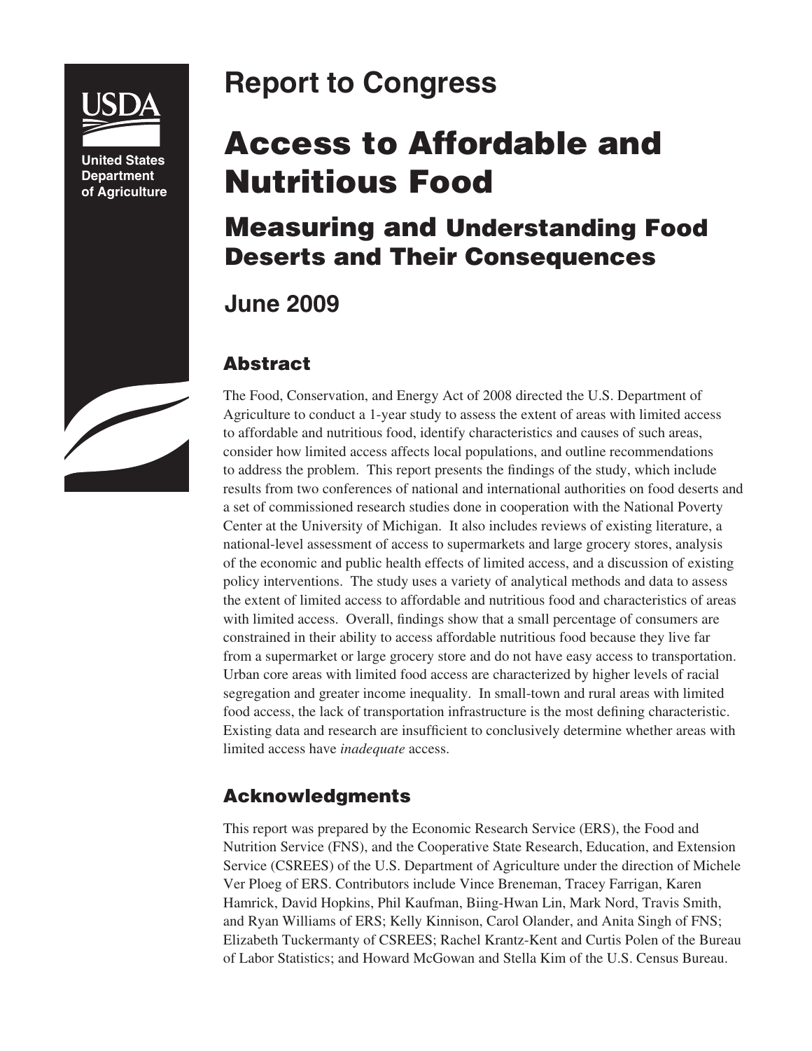USDA

United States Department of Agriculture

# Report to Congress

# Access to Affordable and Nutritious Food

## Measuring and Understanding Food Deserts and Their Consequences

### June 2009

## Abstract

The Food, Conservation, and Energy Act of 2008 directed the U.S. Department of Agriculture to conduct a 1-year study to assess the extent of areas with limited access to affordable and nutritious food, identify characteristics and causes of such areas, consider how limited access affects local populations, and outline recommendations to address the problem. This report presents the findings of the study, which include results from two conferences of national and international authorities on food deserts and a set of commissioned research studies done in cooperation with the National Poverty Center at the University of Michigan. It also includes reviews of existing literature, a national-level assessment of access to supermarkets and large grocery stores, analysis of the economic and public health effects of limited access, and a discussion of existing policy interventions. The study uses a variety of analytical methods and data to assess the extent of limited access to affordable and nutritious food and characteristics of areas with limited access. Overall, findings show that a small percentage of consumers are constrained in their ability to access affordable nutritious food because they live far from a supermarket or large grocery store and do not have easy access to transportation. Urban core areas with limited food access are characterized by higher levels of racial segregation and greater income inequality. In small-town and rural areas with limited food access, the lack of transportation infrastructure is the most defining characteristic. Existing data and research are insufficient to conclusively determine whether areas with limited access have *inadequate* access.

## Acknowledgments

This report was prepared by the Economic Research Service (ERS), the Food and Nutrition Service (FNS), and the Cooperative State Research, Education, and Extension Service (CSREES) of the U.S. Department of Agriculture under the direction of Michele Ver Ploeg of ERS. Contributors include Vince Breneman, Tracey Farrigan, Karen Hamrick, David Hopkins, Phil Kaufman, Biing-Hwan Lin, Mark Nord, Travis Smith, and Ryan Williams of ERS; Kelly Kinnison, Carol Olander, and Anita Singh of FNS; Elizabeth Tuckermanty of CSREES; Rachel Krantz-Kent and Curtis Polen of the Bureau of Labor Statistics; and Howard McGowan and Stella Kim of the U.S. Census Bureau.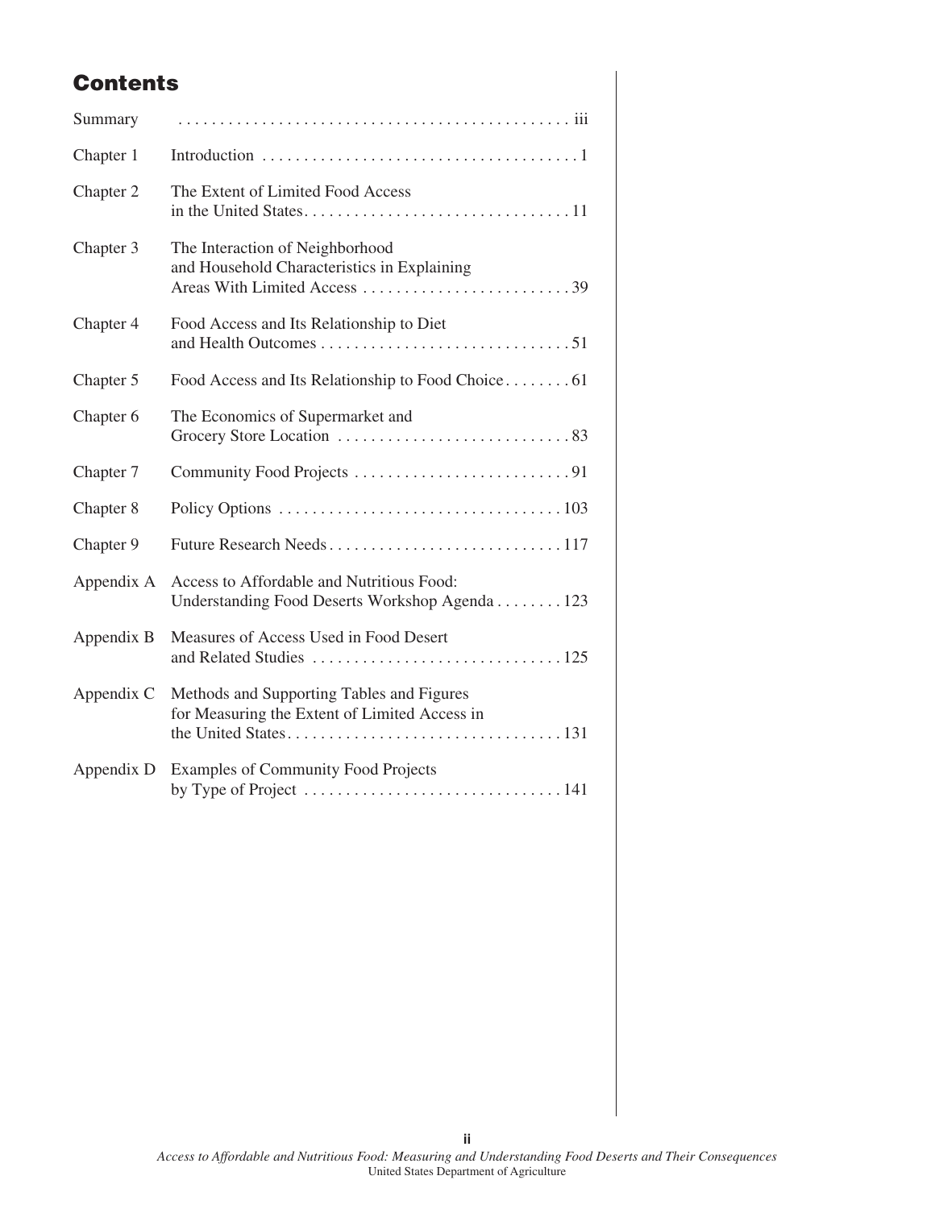## Contents

| | | |
|---|---|---|
| Summary | | iii |
| Chapter 1 | Introduction | 1 |
| Chapter 2 | The Extent of Limited Food Access in the United States | 11 |
| Chapter 3 | The Interaction of Neighborhood and Household Characteristics in Explaining Areas With Limited Access | 39 |
| Chapter 4 | Food Access and Its Relationship to Diet and Health Outcomes | 51 |
| Chapter 5 | Food Access and Its Relationship to Food Choice | 61 |
| Chapter 6 | The Economics of Supermarket and Grocery Store Location | 83 |
| Chapter 7 | Community Food Projects | 91 |
| Chapter 8 | Policy Options | 103 |
| Chapter 9 | Future Research Needs | 117 |
| Appendix A | Access to Affordable and Nutritious Food: Understanding Food Deserts Workshop Agenda | 123 |
| Appendix B | Measures of Access Used in Food Desert and Related Studies | 125 |
| Appendix C | Methods and Supporting Tables and Figures for Measuring the Extent of Limited Access in the United States | 131 |
| Appendix D | Examples of Community Food Projects by Type of Project | 141 |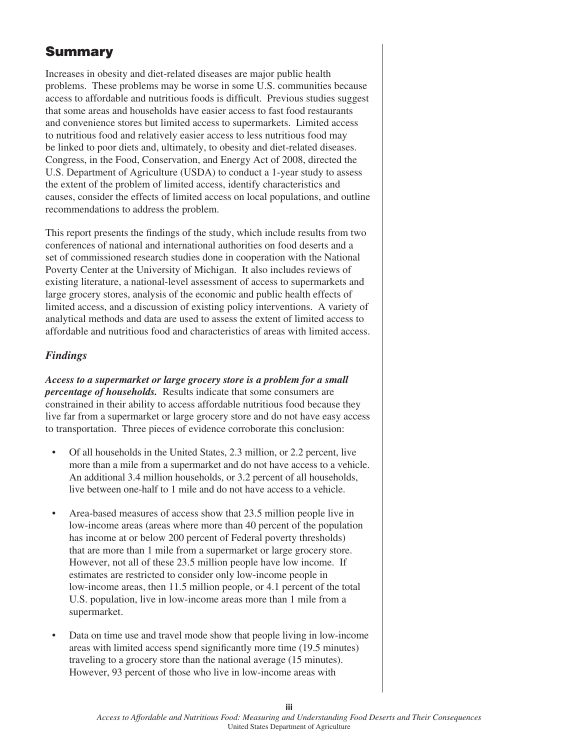# Summary

Increases in obesity and diet-related diseases are major public health problems. These problems may be worse in some U.S. communities because access to affordable and nutritious foods is difficult. Previous studies suggest that some areas and households have easier access to fast food restaurants and convenience stores but limited access to supermarkets. Limited access to nutritious food and relatively easier access to less nutritious food may be linked to poor diets and, ultimately, to obesity and diet-related diseases. Congress, in the Food, Conservation, and Energy Act of 2008, directed the U.S. Department of Agriculture (USDA) to conduct a 1-year study to assess the extent of the problem of limited access, identify characteristics and causes, consider the effects of limited access on local populations, and outline recommendations to address the problem.

This report presents the findings of the study, which include results from two conferences of national and international authorities on food deserts and a set of commissioned research studies done in cooperation with the National Poverty Center at the University of Michigan. It also includes reviews of existing literature, a national-level assessment of access to supermarkets and large grocery stores, analysis of the economic and public health effects of limited access, and a discussion of existing policy interventions. A variety of analytical methods and data are used to assess the extent of limited access to affordable and nutritious food and characteristics of areas with limited access.

## *Findings*

***Access to a supermarket or large grocery store is a problem for a small percentage of households.*** Results indicate that some consumers are constrained in their ability to access affordable nutritious food because they live far from a supermarket or large grocery store and do not have easy access to transportation. Three pieces of evidence corroborate this conclusion:

- Of all households in the United States, 2.3 million, or 2.2 percent, live more than a mile from a supermarket and do not have access to a vehicle. An additional 3.4 million households, or 3.2 percent of all households, live between one-half to 1 mile and do not have access to a vehicle.
- Area-based measures of access show that 23.5 million people live in low-income areas (areas where more than 40 percent of the population has income at or below 200 percent of Federal poverty thresholds) that are more than 1 mile from a supermarket or large grocery store. However, not all of these 23.5 million people have low income. If estimates are restricted to consider only low-income people in low-income areas, then 11.5 million people, or 4.1 percent of the total U.S. population, live in low-income areas more than 1 mile from a supermarket.
- Data on time use and travel mode show that people living in low-income areas with limited access spend significantly more time (19.5 minutes) traveling to a grocery store than the national average (15 minutes). However, 93 percent of those who live in low-income areas with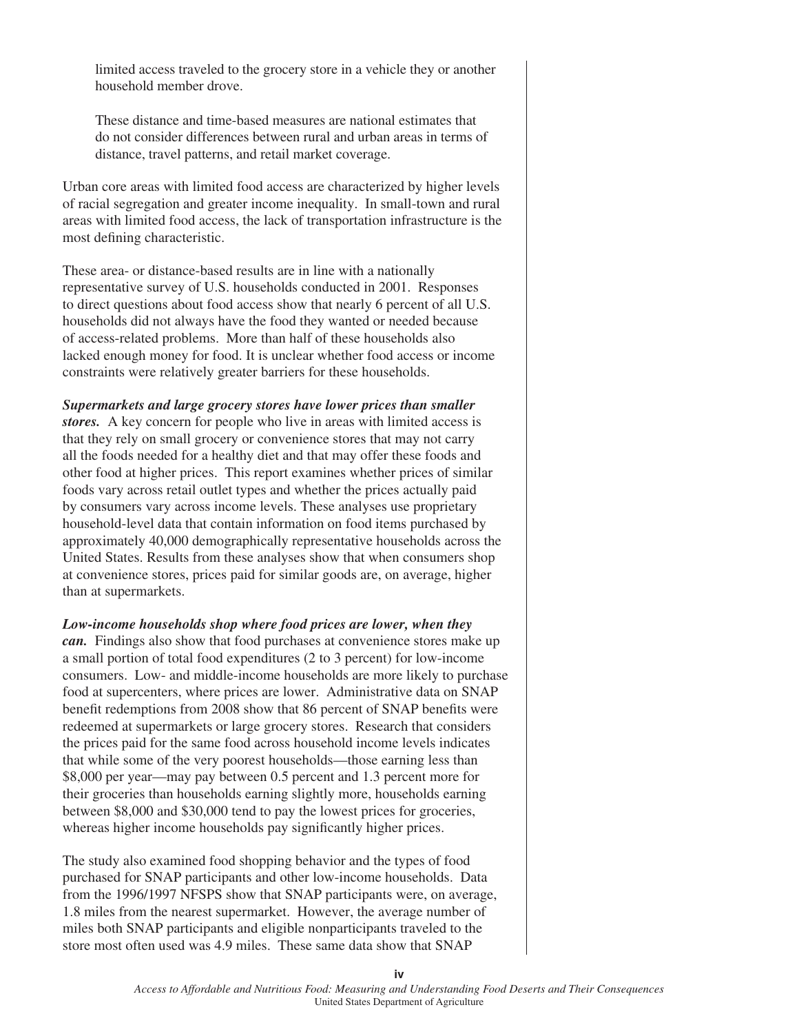limited access traveled to the grocery store in a vehicle they or another household member drove.

These distance and time-based measures are national estimates that do not consider differences between rural and urban areas in terms of distance, travel patterns, and retail market coverage.

Urban core areas with limited food access are characterized by higher levels of racial segregation and greater income inequality. In small-town and rural areas with limited food access, the lack of transportation infrastructure is the most defining characteristic.

These area- or distance-based results are in line with a nationally representative survey of U.S. households conducted in 2001. Responses to direct questions about food access show that nearly 6 percent of all U.S. households did not always have the food they wanted or needed because of access-related problems. More than half of these households also lacked enough money for food. It is unclear whether food access or income constraints were relatively greater barriers for these households.

***Supermarkets and large grocery stores have lower prices than smaller stores.*** A key concern for people who live in areas with limited access is that they rely on small grocery or convenience stores that may not carry all the foods needed for a healthy diet and that may offer these foods and other food at higher prices. This report examines whether prices of similar foods vary across retail outlet types and whether the prices actually paid by consumers vary across income levels. These analyses use proprietary household-level data that contain information on food items purchased by approximately 40,000 demographically representative households across the United States. Results from these analyses show that when consumers shop at convenience stores, prices paid for similar goods are, on average, higher than at supermarkets.

***Low-income households shop where food prices are lower, when they can.*** Findings also show that food purchases at convenience stores make up a small portion of total food expenditures (2 to 3 percent) for low-income consumers. Low- and middle-income households are more likely to purchase food at supercenters, where prices are lower. Administrative data on SNAP benefit redemptions from 2008 show that 86 percent of SNAP benefits were redeemed at supermarkets or large grocery stores. Research that considers the prices paid for the same food across household income levels indicates that while some of the very poorest households—those earning less than \$8,000 per year—may pay between 0.5 percent and 1.3 percent more for their groceries than households earning slightly more, households earning between \$8,000 and \$30,000 tend to pay the lowest prices for groceries, whereas higher income households pay significantly higher prices.

The study also examined food shopping behavior and the types of food purchased for SNAP participants and other low-income households. Data from the 1996/1997 NFSPS show that SNAP participants were, on average, 1.8 miles from the nearest supermarket. However, the average number of miles both SNAP participants and eligible nonparticipants traveled to the store most often used was 4.9 miles. These same data show that SNAP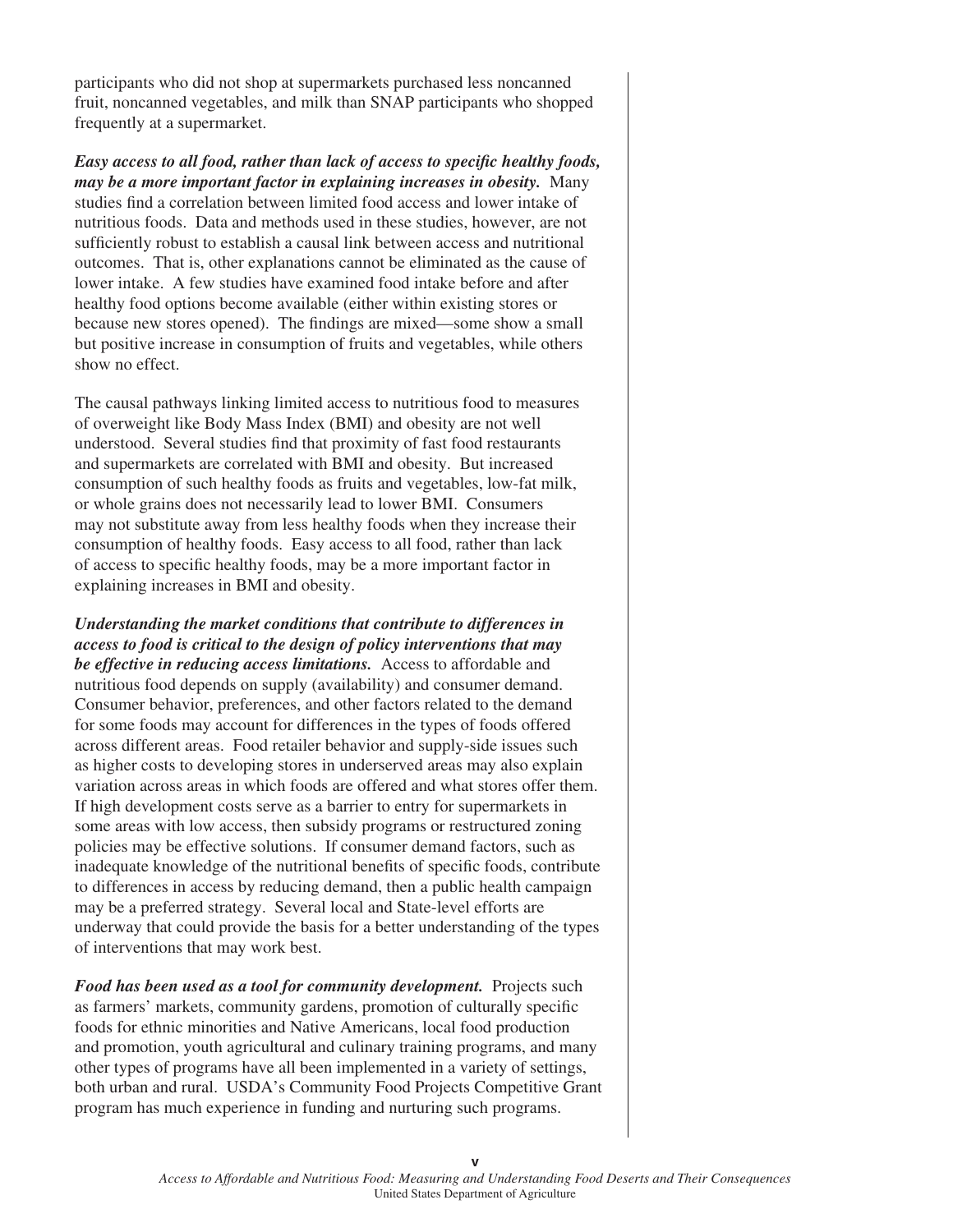participants who did not shop at supermarkets purchased less noncanned fruit, noncanned vegetables, and milk than SNAP participants who shopped frequently at a supermarket.

***Easy access to all food, rather than lack of access to specific healthy foods, may be a more important factor in explaining increases in obesity.*** Many studies find a correlation between limited food access and lower intake of nutritious foods. Data and methods used in these studies, however, are not sufficiently robust to establish a causal link between access and nutritional outcomes. That is, other explanations cannot be eliminated as the cause of lower intake. A few studies have examined food intake before and after healthy food options become available (either within existing stores or because new stores opened). The findings are mixed—some show a small but positive increase in consumption of fruits and vegetables, while others show no effect.

The causal pathways linking limited access to nutritious food to measures of overweight like Body Mass Index (BMI) and obesity are not well understood. Several studies find that proximity of fast food restaurants and supermarkets are correlated with BMI and obesity. But increased consumption of such healthy foods as fruits and vegetables, low-fat milk, or whole grains does not necessarily lead to lower BMI. Consumers may not substitute away from less healthy foods when they increase their consumption of healthy foods. Easy access to all food, rather than lack of access to specific healthy foods, may be a more important factor in explaining increases in BMI and obesity.

***Understanding the market conditions that contribute to differences in access to food is critical to the design of policy interventions that may be effective in reducing access limitations.*** Access to affordable and nutritious food depends on supply (availability) and consumer demand. Consumer behavior, preferences, and other factors related to the demand for some foods may account for differences in the types of foods offered across different areas. Food retailer behavior and supply-side issues such as higher costs to developing stores in underserved areas may also explain variation across areas in which foods are offered and what stores offer them. If high development costs serve as a barrier to entry for supermarkets in some areas with low access, then subsidy programs or restructured zoning policies may be effective solutions. If consumer demand factors, such as inadequate knowledge of the nutritional benefits of specific foods, contribute to differences in access by reducing demand, then a public health campaign may be a preferred strategy. Several local and State-level efforts are underway that could provide the basis for a better understanding of the types of interventions that may work best.

***Food has been used as a tool for community development.*** Projects such as farmers' markets, community gardens, promotion of culturally specific foods for ethnic minorities and Native Americans, local food production and promotion, youth agricultural and culinary training programs, and many other types of programs have all been implemented in a variety of settings, both urban and rural. USDA's Community Food Projects Competitive Grant program has much experience in funding and nurturing such programs.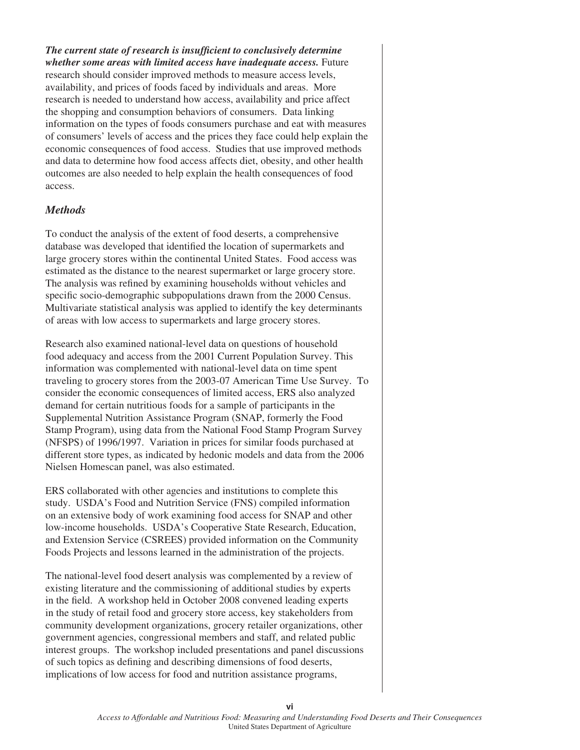***The current state of research is insufficient to conclusively determine whether some areas with limited access have inadequate access.*** Future research should consider improved methods to measure access levels, availability, and prices of foods faced by individuals and areas. More research is needed to understand how access, availability and price affect the shopping and consumption behaviors of consumers. Data linking information on the types of foods consumers purchase and eat with measures of consumers' levels of access and the prices they face could help explain the economic consequences of food access. Studies that use improved methods and data to determine how food access affects diet, obesity, and other health outcomes are also needed to help explain the health consequences of food access.

### *Methods*

To conduct the analysis of the extent of food deserts, a comprehensive database was developed that identified the location of supermarkets and large grocery stores within the continental United States. Food access was estimated as the distance to the nearest supermarket or large grocery store. The analysis was refined by examining households without vehicles and specific socio-demographic subpopulations drawn from the 2000 Census. Multivariate statistical analysis was applied to identify the key determinants of areas with low access to supermarkets and large grocery stores.

Research also examined national-level data on questions of household food adequacy and access from the 2001 Current Population Survey. This information was complemented with national-level data on time spent traveling to grocery stores from the 2003-07 American Time Use Survey. To consider the economic consequences of limited access, ERS also analyzed demand for certain nutritious foods for a sample of participants in the Supplemental Nutrition Assistance Program (SNAP, formerly the Food Stamp Program), using data from the National Food Stamp Program Survey (NFSPS) of 1996/1997. Variation in prices for similar foods purchased at different store types, as indicated by hedonic models and data from the 2006 Nielsen Homescan panel, was also estimated.

ERS collaborated with other agencies and institutions to complete this study. USDA's Food and Nutrition Service (FNS) compiled information on an extensive body of work examining food access for SNAP and other low-income households. USDA's Cooperative State Research, Education, and Extension Service (CSREES) provided information on the Community Foods Projects and lessons learned in the administration of the projects.

The national-level food desert analysis was complemented by a review of existing literature and the commissioning of additional studies by experts in the field. A workshop held in October 2008 convened leading experts in the study of retail food and grocery store access, key stakeholders from community development organizations, grocery retailer organizations, other government agencies, congressional members and staff, and related public interest groups. The workshop included presentations and panel discussions of such topics as defining and describing dimensions of food deserts, implications of low access for food and nutrition assistance programs,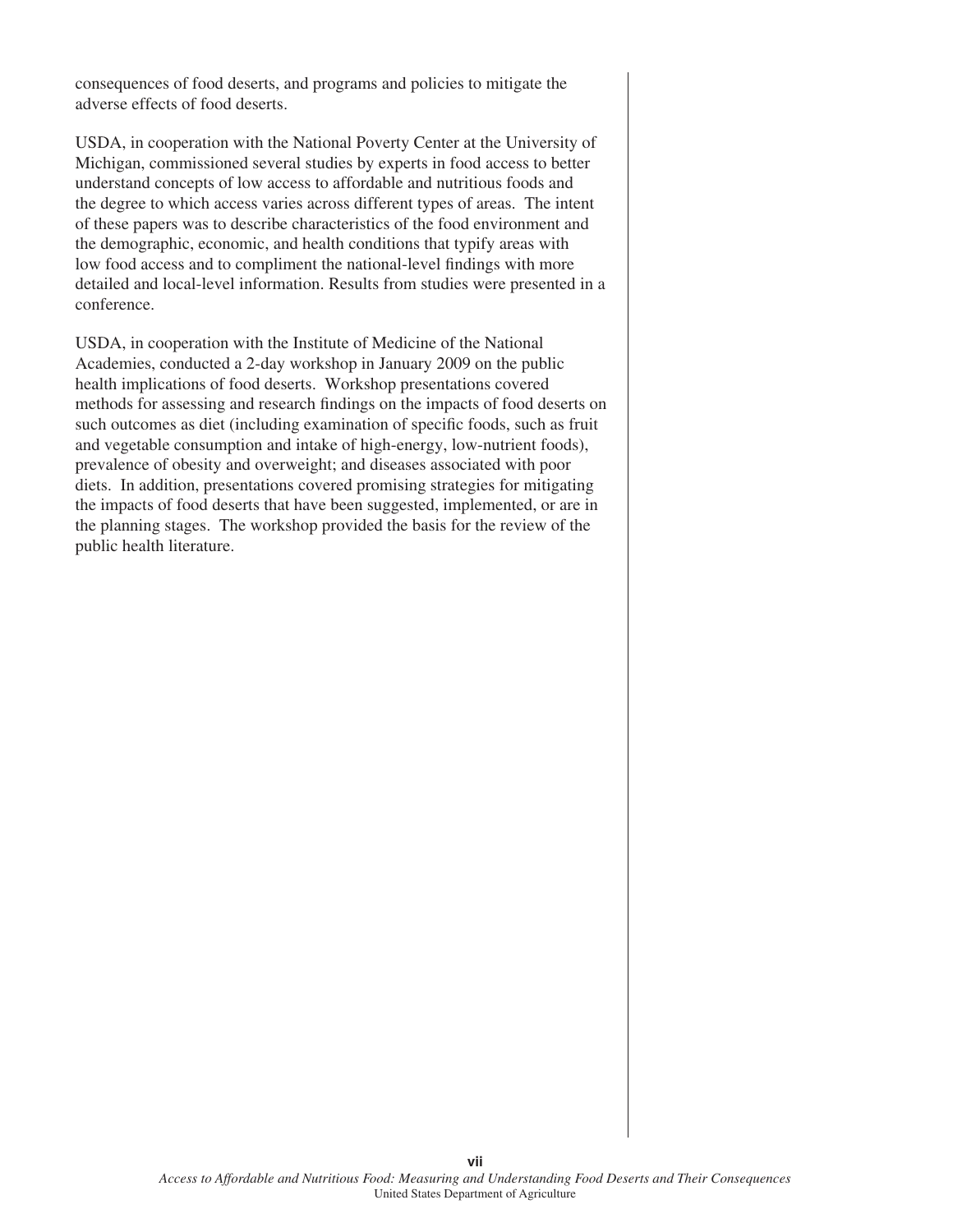consequences of food deserts, and programs and policies to mitigate the adverse effects of food deserts.

USDA, in cooperation with the National Poverty Center at the University of Michigan, commissioned several studies by experts in food access to better understand concepts of low access to affordable and nutritious foods and the degree to which access varies across different types of areas. The intent of these papers was to describe characteristics of the food environment and the demographic, economic, and health conditions that typify areas with low food access and to compliment the national-level findings with more detailed and local-level information. Results from studies were presented in a conference.

USDA, in cooperation with the Institute of Medicine of the National Academies, conducted a 2-day workshop in January 2009 on the public health implications of food deserts. Workshop presentations covered methods for assessing and research findings on the impacts of food deserts on such outcomes as diet (including examination of specific foods, such as fruit and vegetable consumption and intake of high-energy, low-nutrient foods), prevalence of obesity and overweight; and diseases associated with poor diets. In addition, presentations covered promising strategies for mitigating the impacts of food deserts that have been suggested, implemented, or are in the planning stages. The workshop provided the basis for the review of the public health literature.